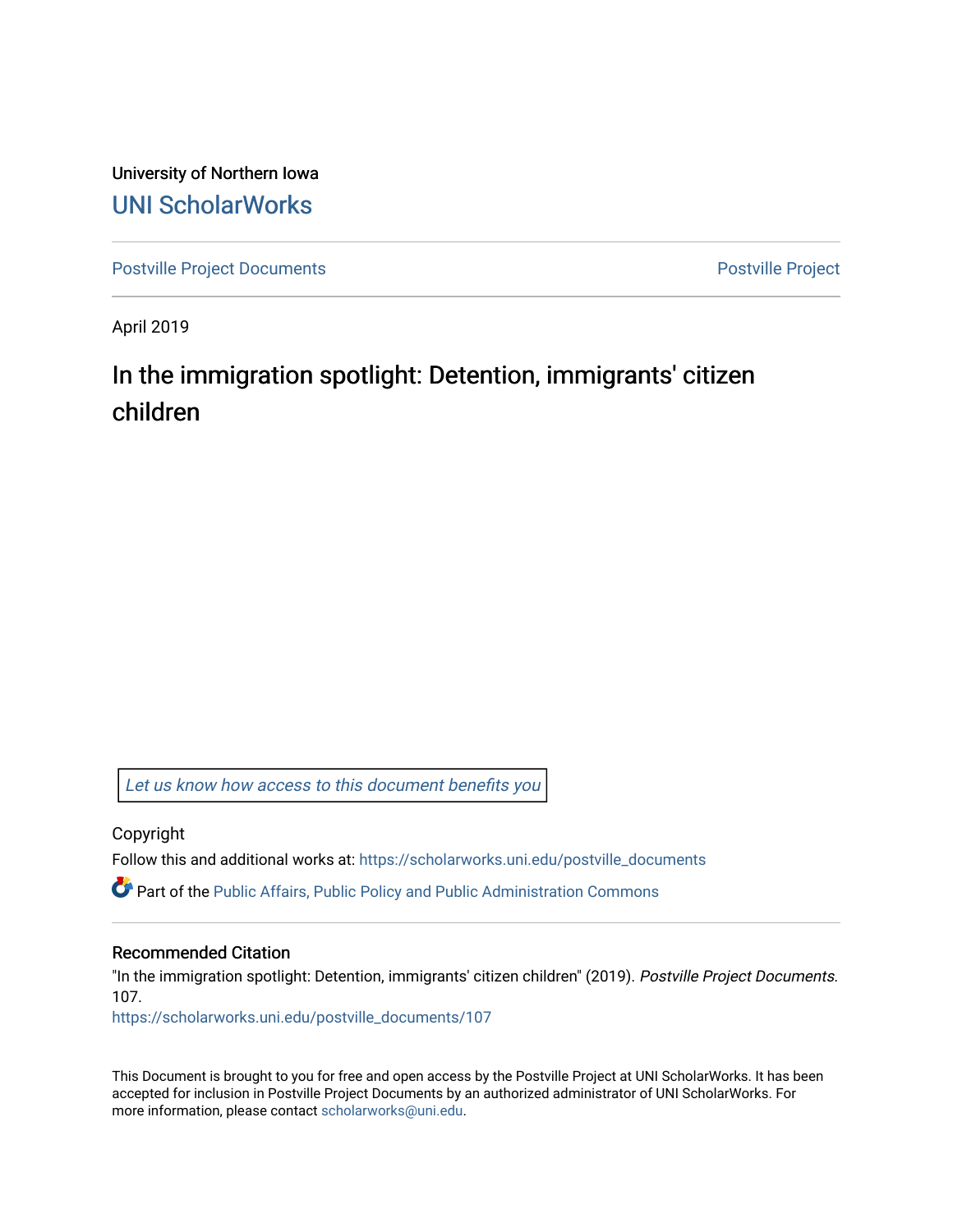University of Northern Iowa

UNI ScholarWorks

Postville Project Documents | Postville Project

April 2019

# In the immigration spotlight: Detention, immigrants' citizen children

Let us know how access to this document benefits you

Copyright

Follow this and additional works at: https://scholarworks.uni.edu/postville_documents

Part of the Public Affairs, Public Policy and Public Administration Commons

## Recommended Citation

"In the immigration spotlight: Detention, immigrants' citizen children" (2019). *Postville Project Documents*. 107.

https://scholarworks.uni.edu/postville_documents/107

This Document is brought to you for free and open access by the Postville Project at UNI ScholarWorks. It has been accepted for inclusion in Postville Project Documents by an authorized administrator of UNI ScholarWorks. For more information, please contact scholarworks@uni.edu.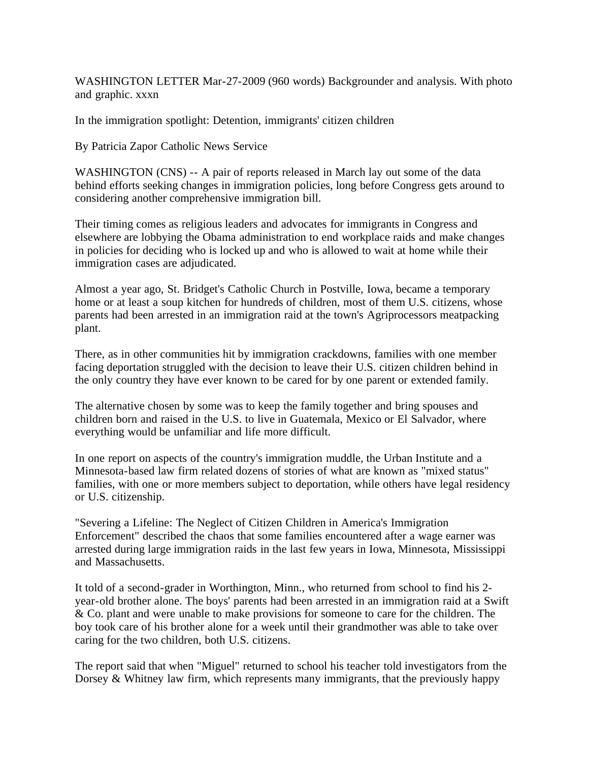WASHINGTON LETTER Mar-27-2009 (960 words) Backgrounder and analysis. With photo and graphic. xxxn

In the immigration spotlight: Detention, immigrants' citizen children

By Patricia Zapor Catholic News Service

WASHINGTON (CNS) -- A pair of reports released in March lay out some of the data behind efforts seeking changes in immigration policies, long before Congress gets around to considering another comprehensive immigration bill.

Their timing comes as religious leaders and advocates for immigrants in Congress and elsewhere are lobbying the Obama administration to end workplace raids and make changes in policies for deciding who is locked up and who is allowed to wait at home while their immigration cases are adjudicated.

Almost a year ago, St. Bridget's Catholic Church in Postville, Iowa, became a temporary home or at least a soup kitchen for hundreds of children, most of them U.S. citizens, whose parents had been arrested in an immigration raid at the town's Agriprocessors meatpacking plant.

There, as in other communities hit by immigration crackdowns, families with one member facing deportation struggled with the decision to leave their U.S. citizen children behind in the only country they have ever known to be cared for by one parent or extended family.

The alternative chosen by some was to keep the family together and bring spouses and children born and raised in the U.S. to live in Guatemala, Mexico or El Salvador, where everything would be unfamiliar and life more difficult.

In one report on aspects of the country's immigration muddle, the Urban Institute and a Minnesota-based law firm related dozens of stories of what are known as "mixed status" families, with one or more members subject to deportation, while others have legal residency or U.S. citizenship.

"Severing a Lifeline: The Neglect of Citizen Children in America's Immigration Enforcement" described the chaos that some families encountered after a wage earner was arrested during large immigration raids in the last few years in Iowa, Minnesota, Mississippi and Massachusetts.

It told of a second-grader in Worthington, Minn., who returned from school to find his 2-year-old brother alone. The boys' parents had been arrested in an immigration raid at a Swift & Co. plant and were unable to make provisions for someone to care for the children. The boy took care of his brother alone for a week until their grandmother was able to take over caring for the two children, both U.S. citizens.

The report said that when "Miguel" returned to school his teacher told investigators from the Dorsey & Whitney law firm, which represents many immigrants, that the previously happy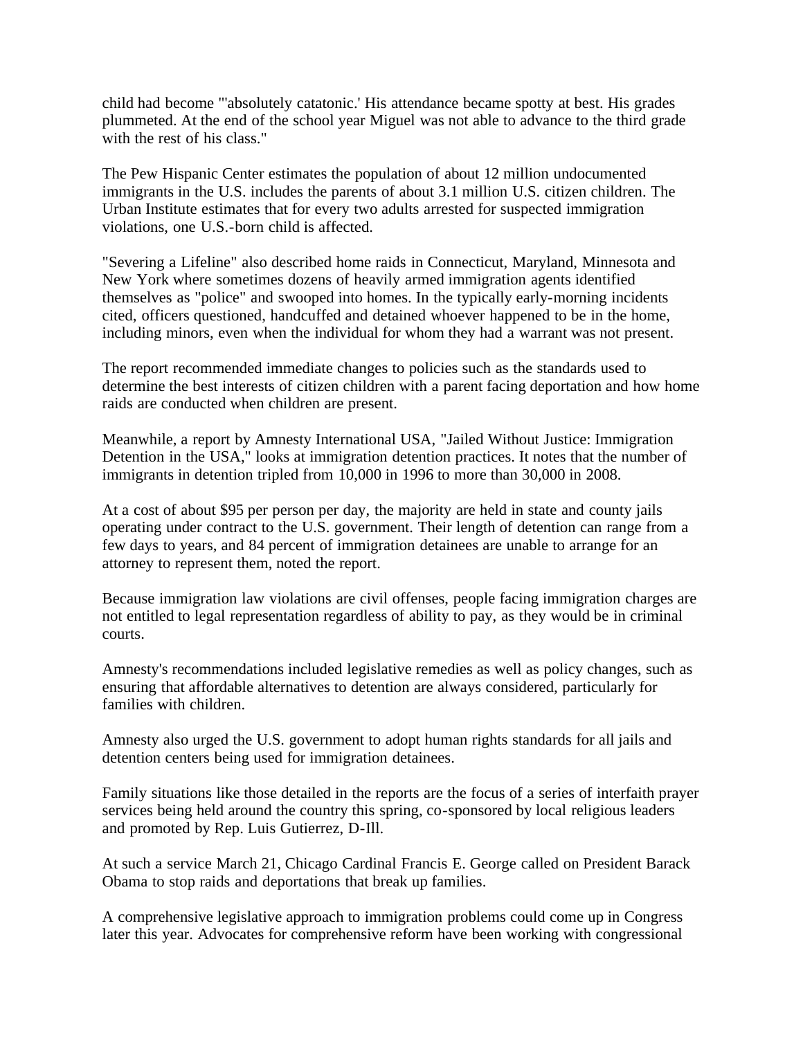child had become "'absolutely catatonic.' His attendance became spotty at best. His grades plummeted. At the end of the school year Miguel was not able to advance to the third grade with the rest of his class."

The Pew Hispanic Center estimates the population of about 12 million undocumented immigrants in the U.S. includes the parents of about 3.1 million U.S. citizen children. The Urban Institute estimates that for every two adults arrested for suspected immigration violations, one U.S.-born child is affected.

"Severing a Lifeline" also described home raids in Connecticut, Maryland, Minnesota and New York where sometimes dozens of heavily armed immigration agents identified themselves as "police" and swooped into homes. In the typically early-morning incidents cited, officers questioned, handcuffed and detained whoever happened to be in the home, including minors, even when the individual for whom they had a warrant was not present.

The report recommended immediate changes to policies such as the standards used to determine the best interests of citizen children with a parent facing deportation and how home raids are conducted when children are present.

Meanwhile, a report by Amnesty International USA, "Jailed Without Justice: Immigration Detention in the USA," looks at immigration detention practices. It notes that the number of immigrants in detention tripled from 10,000 in 1996 to more than 30,000 in 2008.

At a cost of about $95 per person per day, the majority are held in state and county jails operating under contract to the U.S. government. Their length of detention can range from a few days to years, and 84 percent of immigration detainees are unable to arrange for an attorney to represent them, noted the report.

Because immigration law violations are civil offenses, people facing immigration charges are not entitled to legal representation regardless of ability to pay, as they would be in criminal courts.

Amnesty's recommendations included legislative remedies as well as policy changes, such as ensuring that affordable alternatives to detention are always considered, particularly for families with children.

Amnesty also urged the U.S. government to adopt human rights standards for all jails and detention centers being used for immigration detainees.

Family situations like those detailed in the reports are the focus of a series of interfaith prayer services being held around the country this spring, co-sponsored by local religious leaders and promoted by Rep. Luis Gutierrez, D-Ill.

At such a service March 21, Chicago Cardinal Francis E. George called on President Barack Obama to stop raids and deportations that break up families.

A comprehensive legislative approach to immigration problems could come up in Congress later this year. Advocates for comprehensive reform have been working with congressional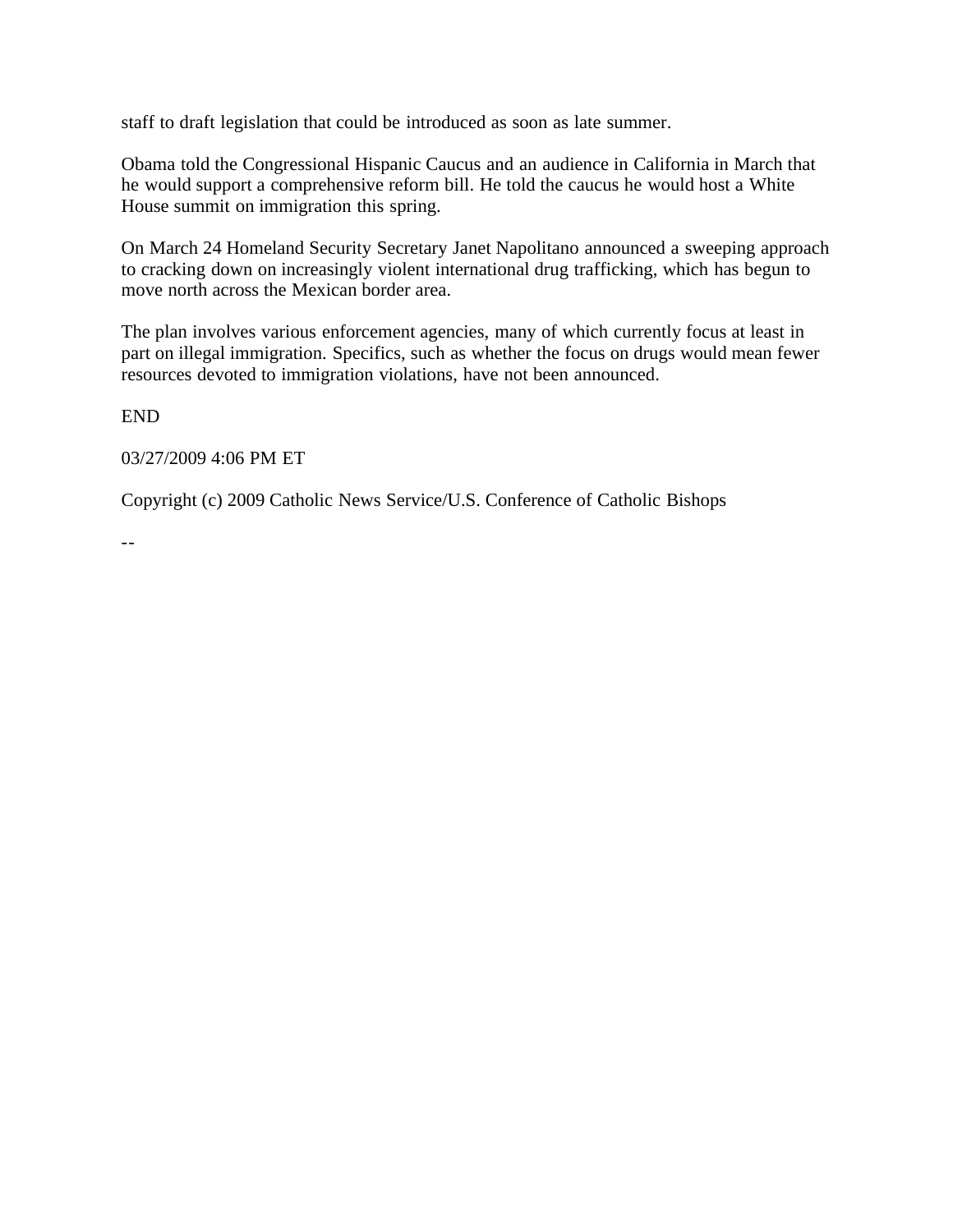staff to draft legislation that could be introduced as soon as late summer.

Obama told the Congressional Hispanic Caucus and an audience in California in March that he would support a comprehensive reform bill. He told the caucus he would host a White House summit on immigration this spring.

On March 24 Homeland Security Secretary Janet Napolitano announced a sweeping approach to cracking down on increasingly violent international drug trafficking, which has begun to move north across the Mexican border area.

The plan involves various enforcement agencies, many of which currently focus at least in part on illegal immigration. Specifics, such as whether the focus on drugs would mean fewer resources devoted to immigration violations, have not been announced.

END

03/27/2009 4:06 PM ET

Copyright (c) 2009 Catholic News Service/U.S. Conference of Catholic Bishops

--